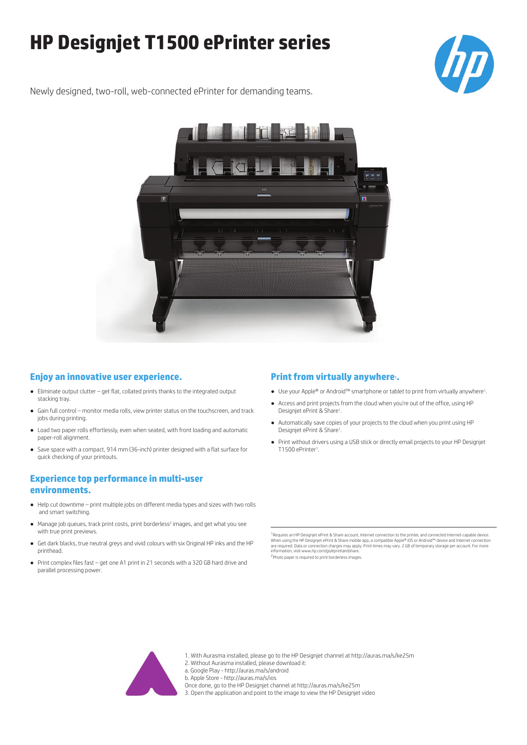# HP Designjet T1500 ePrinter series

Newly designed, two-roll, web-connected ePrinter for demanding teams.

## Enjoy an innovative user experience.

- Eliminate output clutter – get flat, collated prints thanks to the integrated output stacking tray.
- Gain full control – monitor media rolls, view printer status on the touchscreen, and track jobs during printing.
- Load two paper rolls effortlessly, even when seated, with front loading and automatic paper-roll alignment.
- Save space with a compact, 914 mm (36-inch) printer designed with a flat surface for quick checking of your printouts.

## Experience top performance in multi-user environments.

- Help cut downtime – print multiple jobs on different media types and sizes with two rolls and smart switching.
- Manage job queues, track print costs, print borderless[2] images, and get what you see with true print previews.
- Get dark blacks, true neutral greys and vivid colours with six Original HP inks and the HP printhead.
- Print complex files fast – get one A1 print in 21 seconds with a 320 GB hard drive and parallel processing power.

## Print from virtually anywhere[1].

- Use your Apple® or Android™ smartphone or tablet to print from virtually anywhere[1].
- Access and print projects from the cloud when you're out of the office, using HP Designjet ePrint & Share[1].
- Automatically save copies of your projects to the cloud when you print using HP Designjet ePrint & Share[1].
- Print without drivers using a USB stick or directly email projects to your HP Designjet T1500 ePrinter[1].

[1] Requires an HP Designjet ePrint & Share account, Internet connection to the printer, and connected Internet-capable device. When using the HP Designjet ePrint & Share mobile app, a compatible Apple® iOS or Android™ device and Internet connection are required. Data or connection charges may apply. Print times may vary. 2 GB of temporary storage per account. For more information, visit www.hp.com/go/eprintandshare.

[2] Photo paper is required to print borderless images.

1. With Aurasma installed, please go to the HP Designjet channel at http://auras.ma/s/ke25m
2. Without Aurasma installed, please download it:
   a. Google Play - http://auras.ma/s/android
   b. Apple Store - http://auras.ma/s/ios
   Once done, go to the HP Designjet channel at http://auras.ma/s/ke25m
3. Open the application and point to the image to view the HP Designjet video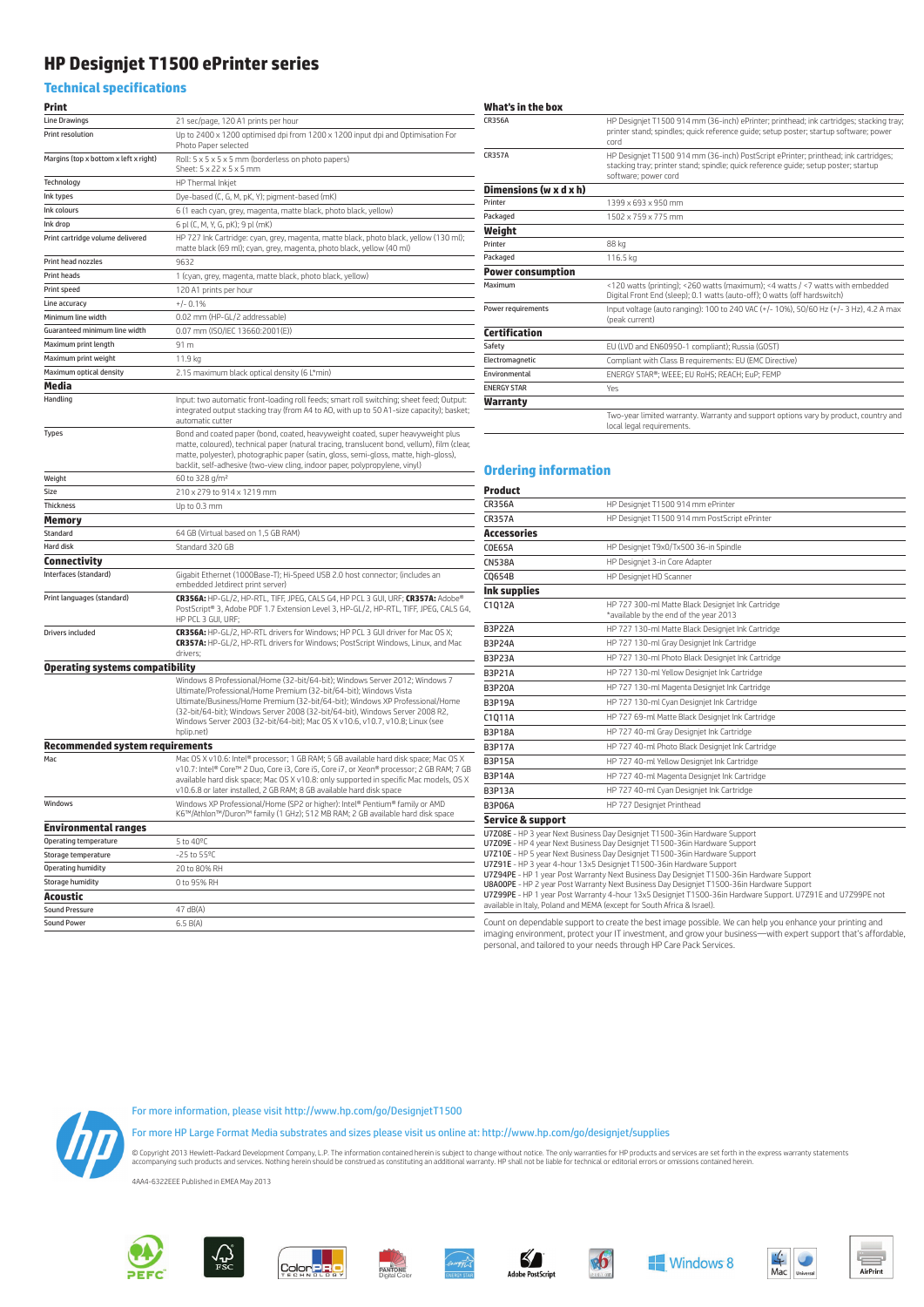# HP Designjet T1500 ePrinter series

## Technical specifications

### Print

| | |
|---|---|
| Line Drawings | 21 sec/page, 120 A1 prints per hour |
| Print resolution | Up to 2400 x 1200 optimised dpi from 1200 x 1200 input dpi and Optimisation For Photo Paper selected |
| Margins (top x bottom x left x right) | Roll: 5 x 5 x 5 x 5 mm (borderless on photo papers)<br>Sheet: 5 x 22 x 5 x 5 mm |
| Technology | HP Thermal Inkjet |
| Ink types | Dye-based (C, G, M, pK, Y); pigment-based (mK) |
| Ink colours | 6 (1 each cyan, grey, magenta, matte black, photo black, yellow) |
| Ink drop | 6 pl (C, M, Y, G, pK); 9 pl (mK) |
| Print cartridge volume delivered | HP 727 Ink Cartridge: cyan, grey, magenta, matte black, photo black, yellow (130 ml); matte black (69 ml); cyan, grey, magenta, photo black, yellow (40 ml) |
| Print head nozzles | 9632 |
| Print heads | 1 (cyan, grey, magenta, matte black, photo black, yellow) |
| Print speed | 120 A1 prints per hour |
| Line accuracy | +/- 0.1% |
| Minimum line width | 0.02 mm (HP-GL/2 addressable) |
| Guaranteed minimum line width | 0.07 mm (ISO/IEC 13660:2001(E)) |
| Maximum print length | 91 m |
| Maximum print weight | 11.9 kg |
| Maximum optical density | 2.15 maximum black optical density (6 L*min) |

### Media

| | |
|---|---|
| Handling | Input: two automatic front-loading roll feeds; smart roll switching; sheet feed; Output: integrated output stacking tray (from A4 to A0, with up to 50 A1-size capacity); basket; automatic cutter |
| Types | Bond and coated paper (bond, coated, heavyweight coated, super heavyweight plus matte, coloured), technical paper (natural tracing, translucent bond, vellum), film (clear, matte, polyester), photographic paper (satin, gloss, semi-gloss, matte, high-gloss), backlit, self-adhesive (two-view cling, indoor paper, polypropylene, vinyl) |
| Weight | 60 to 328 g/m² |
| Size | 210 x 279 to 914 x 1219 mm |
| Thickness | Up to 0.3 mm |

### Memory

| | |
|---|---|
| Standard | 64 GB (Virtual based on 1,5 GB RAM) |
| Hard disk | Standard 320 GB |

### Connectivity

| | |
|---|---|
| Interfaces (standard) | Gigabit Ethernet (1000Base-T); Hi-Speed USB 2.0 host connector; (includes an embedded Jetdirect print server) |
| Print languages (standard) | **CR356A:** HP-GL/2, HP-RTL, TIFF, JPEG, CALS G4, HP PCL 3 GUI, URF; **CR357A:** Adobe® PostScript® 3, Adobe PDF 1.7 Extension Level 3, HP-GL/2, HP-RTL, TIFF, JPEG, CALS G4, HP PCL 3 GUI, URF; |
| Drivers included | **CR356A:** HP-GL/2, HP-RTL drivers for Windows; HP PCL 3 GUI driver for Mac OS X; **CR357A:** HP-GL/2, HP-RTL drivers for Windows; PostScript Windows, Linux, and Mac drivers; |

### Operating systems compatibility

Windows 8 Professional/Home (32-bit/64-bit); Windows Server 2012; Windows 7 Ultimate/Professional/Home Premium (32-bit/64-bit); Windows Vista Ultimate/Business/Home Premium (32-bit/64-bit); Windows XP Professional/Home (32-bit/64-bit); Windows Server 2008 (32-bit/64-bit), Windows Server 2008 R2, Windows Server 2003 (32-bit/64-bit); Mac OS X v10.6, v10.7, v10.8; Linux (see hplip.net)

### Recommended system requirements

| | |
|---|---|
| Mac | Mac OS X v10.6: Intel® processor; 1 GB RAM; 5 GB available hard disk space; Mac OS X v10.7: Intel® Core™ 2 Duo, Core i3, Core i5, Core i7, or Xeon® processor; 2 GB RAM; 7 GB available hard disk space; Mac OS X v10.8: only supported in specific Mac models, OS X v10.6.8 or later installed, 2 GB RAM; 8 GB available hard disk space |
| Windows | Windows XP Professional/Home (SP2 or higher): Intel® Pentium® family or AMD K6™/Athlon™/Duron™ family (1 GHz); 512 MB RAM; 2 GB available hard disk space |

### Environmental ranges

| | |
|---|---|
| Operating temperature | 5 to 40ºC |
| Storage temperature | -25 to 55ºC |
| Operating humidity | 20 to 80% RH |
| Storage humidity | 0 to 95% RH |

### Acoustic

| | |
|---|---|
| Sound Pressure | 47 dB(A) |
| Sound Power | 6.5 B(A) |

### What's in the box

| | |
|---|---|
| CR356A | HP Designjet T1500 914 mm (36-inch) ePrinter; printhead; ink cartridges; stacking tray; printer stand; spindles; quick reference guide; setup poster; startup software; power cord |
| CR357A | HP Designjet T1500 914 mm (36-inch) PostScript ePrinter; printhead; ink cartridges; stacking tray; printer stand; spindle; quick reference guide; setup poster; startup software; power cord |

### Dimensions (w x d x h)

| | |
|---|---|
| Printer | 1399 x 693 x 950 mm |
| Packaged | 1502 x 759 x 775 mm |

### Weight

| | |
|---|---|
| Printer | 88 kg |
| Packaged | 116.5 kg |

### Power consumption

| | |
|---|---|
| Maximum | <120 watts (printing); <260 watts (maximum); <4 watts / <7 watts with embedded Digital Front End (sleep); 0.1 watts (auto-off); 0 watts (off hardswitch) |
| Power requirements | Input voltage (auto ranging): 100 to 240 VAC (+/- 10%), 50/60 Hz (+/- 3 Hz), 4.2 A max (peak current) |

### Certification

| | |
|---|---|
| Safety | EU (LVD and EN60950-1 compliant); Russia (GOST) |
| Electromagnetic | Compliant with Class B requirements: EU (EMC Directive) |
| Environmental | ENERGY STAR®; WEEE; EU RoHS; REACH; EuP; FEMP |
| ENERGY STAR | Yes |

### Warranty

Two-year limited warranty. Warranty and support options vary by product, country and local legal requirements.

## Ordering information

### Product

| | |
|---|---|
| CR356A | HP Designjet T1500 914 mm ePrinter |
| CR357A | HP Designjet T1500 914 mm PostScript ePrinter |

### Accessories

| | |
|---|---|
| C0E65A | HP Designjet T9x0/Tx500 36-in Spindle |
| CN538A | HP Designjet 3-in Core Adapter |
| CQ654B | HP Designjet HD Scanner |

### Ink supplies

| | |
|---|---|
| C1Q12A | HP 727 300-ml Matte Black Designjet Ink Cartridge<br>*available by the end of the year 2013 |
| B3P22A | HP 727 130-ml Matte Black Designjet Ink Cartridge |
| B3P24A | HP 727 130-ml Gray Designjet Ink Cartridge |
| B3P23A | HP 727 130-ml Photo Black Designjet Ink Cartridge |
| B3P21A | HP 727 130-ml Yellow Designjet Ink Cartridge |
| B3P20A | HP 727 130-ml Magenta Designjet Ink Cartridge |
| B3P19A | HP 727 130-ml Cyan Designjet Ink Cartridge |
| C1Q11A | HP 727 69-ml Matte Black Designjet Ink Cartridge |
| B3P18A | HP 727 40-ml Gray Designjet Ink Cartridge |
| B3P17A | HP 727 40-ml Photo Black Designjet Ink Cartridge |
| B3P15A | HP 727 40-ml Yellow Designjet Ink Cartridge |
| B3P14A | HP 727 40-ml Magenta Designjet Ink Cartridge |
| B3P13A | HP 727 40-ml Cyan Designjet Ink Cartridge |
| B3P06A | HP 727 Designjet Printhead |

### Service & support

U7Z08E - HP 3 year Next Business Day Designjet T1500-36in Hardware Support
U7Z09E - HP 4 year Next Business Day Designjet T1500-36in Hardware Support
U7Z10E - HP 5 year Next Business Day Designjet T1500-36in Hardware Support
U7Z91E - HP 3 year 4-hour 13x5 Designjet T1500-36in Hardware Support
U7Z94PE - HP 1 year Post Warranty Next Business Day Designjet T1500-36in Hardware Support
U8A00PE - HP 2 year Post Warranty Next Business Day Designjet T1500-36in Hardware Support
U7Z99PE - HP 1 year Post Warranty 4-hour 13x5 Designjet T1500-36in Hardware Support. U7Z91E and U7Z99PE not available in Italy, Poland and MEMA (except for South Africa & Israel).

Count on dependable support to create the best image possible. We can help you enhance your printing and imaging environment, protect your IT investment, and grow your business—with expert support that's affordable, personal, and tailored to your needs through HP Care Pack Services.

For more information, please visit http://www.hp.com/go/DesignjetT1500

For more HP Large Format Media substrates and sizes please visit us online at: http://www.hp.com/go/designjet/supplies

© Copyright 2013 Hewlett-Packard Development Company, L.P. The information contained herein is subject to change without notice. The only warranties for HP products and services are set forth in the express warranty statements accompanying such products and services. Nothing herein should be construed as constituting an additional warranty. HP shall not be liable for technical or editorial errors or omissions contained herein.

4AA4-6322EEE Published in EMEA May 2013